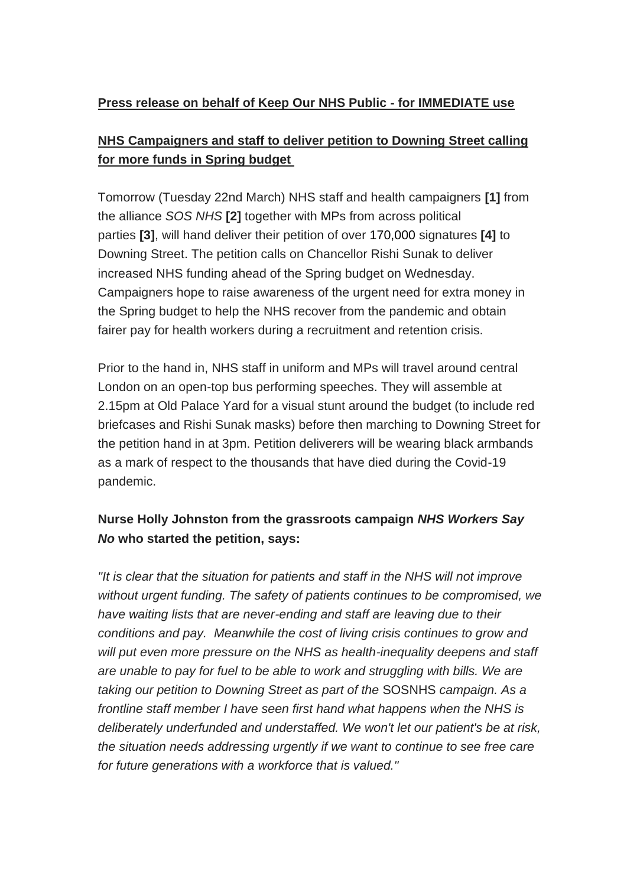**Press release on behalf of Keep Our NHS Public - for IMMEDIATE use**

## NHS Campaigners and staff to deliver petition to Downing Street calling for more funds in Spring budget

Tomorrow (Tuesday 22nd March) NHS staff and health campaigners **[1]** from the alliance *SOS NHS* **[2]** together with MPs from across political parties **[3]**, will hand deliver their petition of over 170,000 signatures **[4]** to Downing Street. The petition calls on Chancellor Rishi Sunak to deliver increased NHS funding ahead of the Spring budget on Wednesday. Campaigners hope to raise awareness of the urgent need for extra money in the Spring budget to help the NHS recover from the pandemic and obtain fairer pay for health workers during a recruitment and retention crisis.

Prior to the hand in, NHS staff in uniform and MPs will travel around central London on an open-top bus performing speeches. They will assemble at 2.15pm at Old Palace Yard for a visual stunt around the budget (to include red briefcases and Rishi Sunak masks) before then marching to Downing Street for the petition hand in at 3pm. Petition deliverers will be wearing black armbands as a mark of respect to the thousands that have died during the Covid-19 pandemic.

**Nurse Holly Johnston from the grassroots campaign *NHS Workers Say No* who started the petition, says:**

*"It is clear that the situation for patients and staff in the NHS will not improve without urgent funding. The safety of patients continues to be compromised, we have waiting lists that are never-ending and staff are leaving due to their conditions and pay. Meanwhile the cost of living crisis continues to grow and will put even more pressure on the NHS as health-inequality deepens and staff are unable to pay for fuel to be able to work and struggling with bills. We are taking our petition to Downing Street as part of the* SOSNHS *campaign. As a frontline staff member I have seen first hand what happens when the NHS is deliberately underfunded and understaffed. We won't let our patient's be at risk, the situation needs addressing urgently if we want to continue to see free care for future generations with a workforce that is valued."*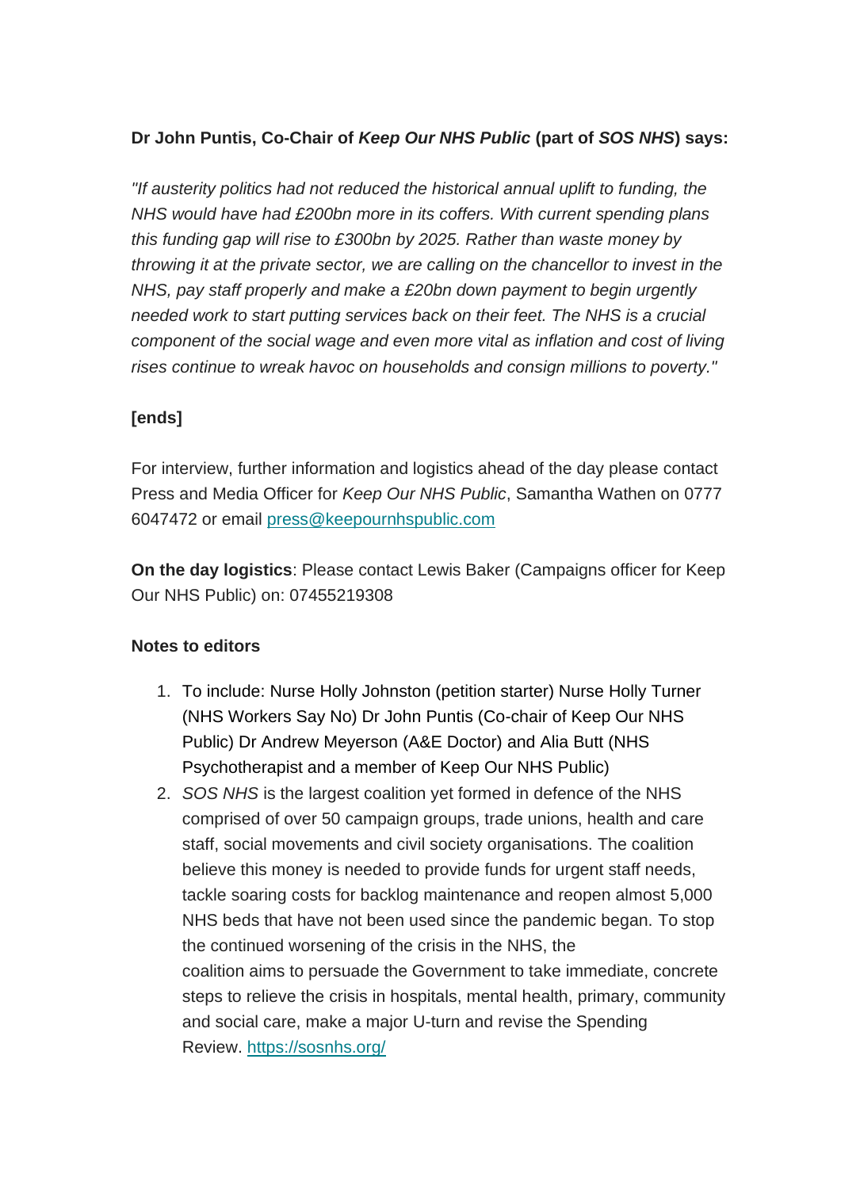**Dr John Puntis, Co-Chair of *Keep Our NHS Public* (part of *SOS NHS*) says:**

*"If austerity politics had not reduced the historical annual uplift to funding, the NHS would have had £200bn more in its coffers. With current spending plans this funding gap will rise to £300bn by 2025. Rather than waste money by throwing it at the private sector, we are calling on the chancellor to invest in the NHS, pay staff properly and make a £20bn down payment to begin urgently needed work to start putting services back on their feet. The NHS is a crucial component of the social wage and even more vital as inflation and cost of living rises continue to wreak havoc on households and consign millions to poverty."*

**[ends]**

For interview, further information and logistics ahead of the day please contact Press and Media Officer for *Keep Our NHS Public*, Samantha Wathen on 0777 6047472 or email press@keepournhspublic.com

**On the day logistics**: Please contact Lewis Baker (Campaigns officer for Keep Our NHS Public) on: 07455219308

**Notes to editors**

1. To include: Nurse Holly Johnston (petition starter) Nurse Holly Turner (NHS Workers Say No) Dr John Puntis (Co-chair of Keep Our NHS Public) Dr Andrew Meyerson (A&E Doctor) and Alia Butt (NHS Psychotherapist and a member of Keep Our NHS Public)
2. *SOS NHS* is the largest coalition yet formed in defence of the NHS comprised of over 50 campaign groups, trade unions, health and care staff, social movements and civil society organisations. The coalition believe this money is needed to provide funds for urgent staff needs, tackle soaring costs for backlog maintenance and reopen almost 5,000 NHS beds that have not been used since the pandemic began. To stop the continued worsening of the crisis in the NHS, the coalition aims to persuade the Government to take immediate, concrete steps to relieve the crisis in hospitals, mental health, primary, community and social care, make a major U-turn and revise the Spending Review. https://sosnhs.org/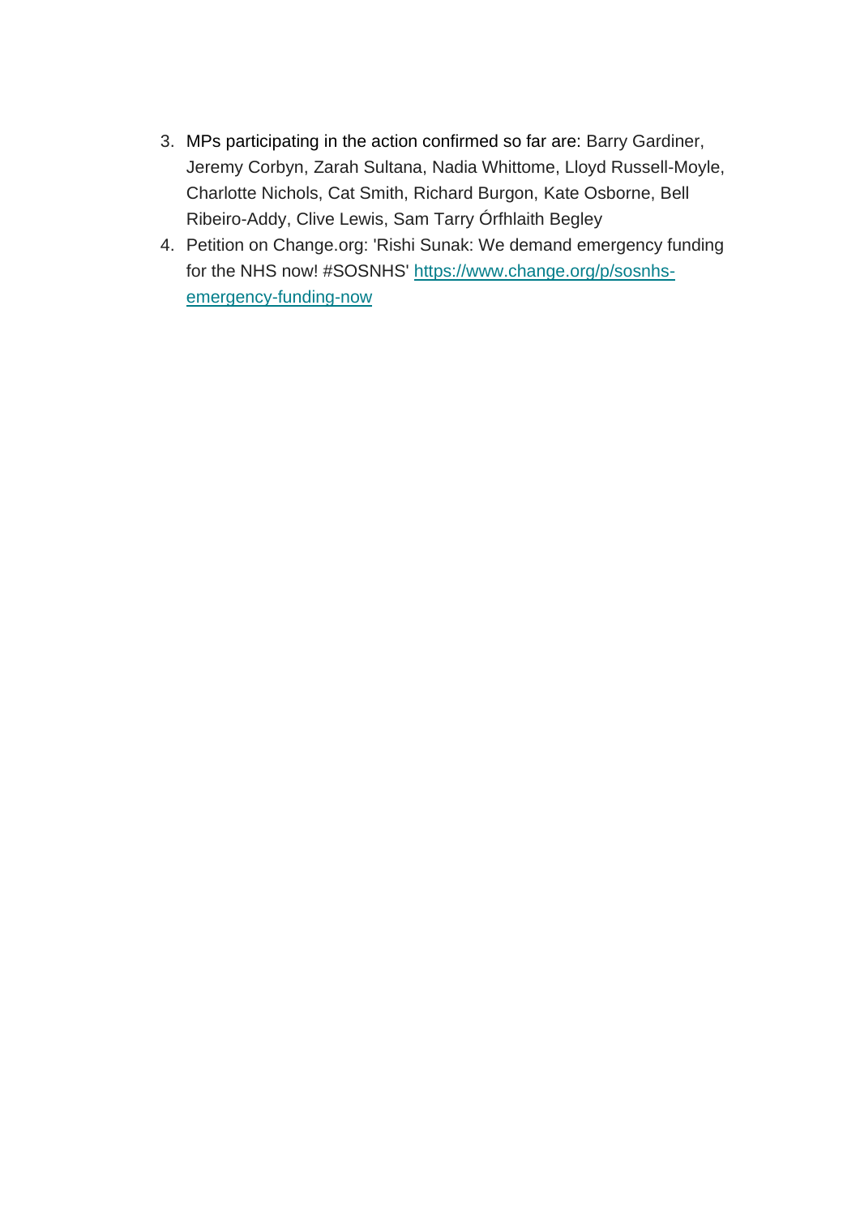3. MPs participating in the action confirmed so far are: Barry Gardiner, Jeremy Corbyn, Zarah Sultana, Nadia Whittome, Lloyd Russell-Moyle, Charlotte Nichols, Cat Smith, Richard Burgon, Kate Osborne, Bell Ribeiro-Addy, Clive Lewis, Sam Tarry Órfhlaith Begley
4. Petition on Change.org: 'Rishi Sunak: We demand emergency funding for the NHS now! #SOSNHS' [https://www.change.org/p/sosnhs-emergency-funding-now](https://www.change.org/p/sosnhs-emergency-funding-now)